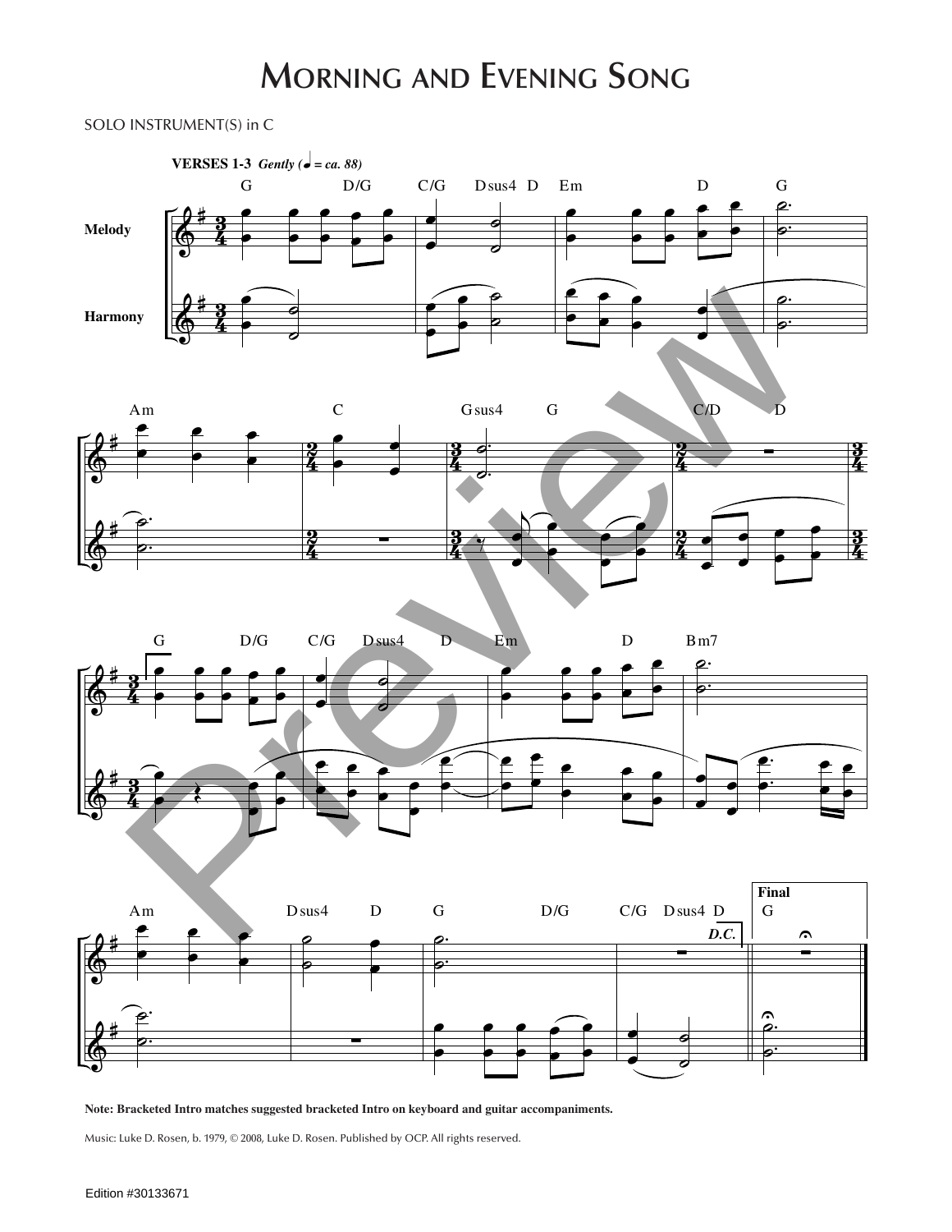# Morning and Evening Song

SOLO INSTRUMENT(S) in C

**Note: Bracketed Intro matches suggested bracketed Intro on keyboard and guitar accompaniments.**

Music: Luke D. Rosen, b. 1979, © 2008, Luke D. Rosen. Published by OCP. All rights reserved.

Edition #30133671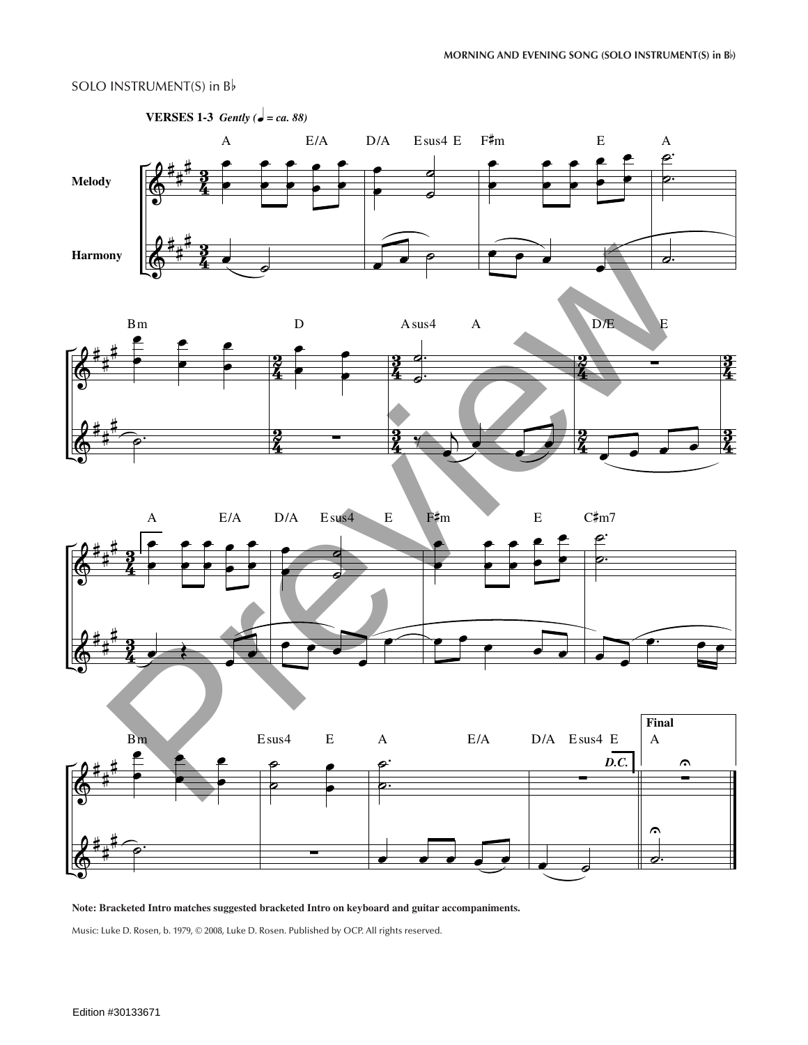SOLO INSTRUMENT(S) in B♭

**VERSES 1-3** *Gently* (♩ = ca. 88)

A E/A D/A Esus4 E F♯m E A

Melody

Harmony

Bm D Asus4 A D/E E

A E/A D/A Esus4 E F♯m E C♯m7

Bm Esus4 E A E/A D/A Esus4 E *D.C.*

**Final**

A

**Note: Bracketed Intro matches suggested bracketed Intro on keyboard and guitar accompaniments.**

Music: Luke D. Rosen, b. 1979, © 2008, Luke D. Rosen. Published by OCP. All rights reserved.

Edition #30133671